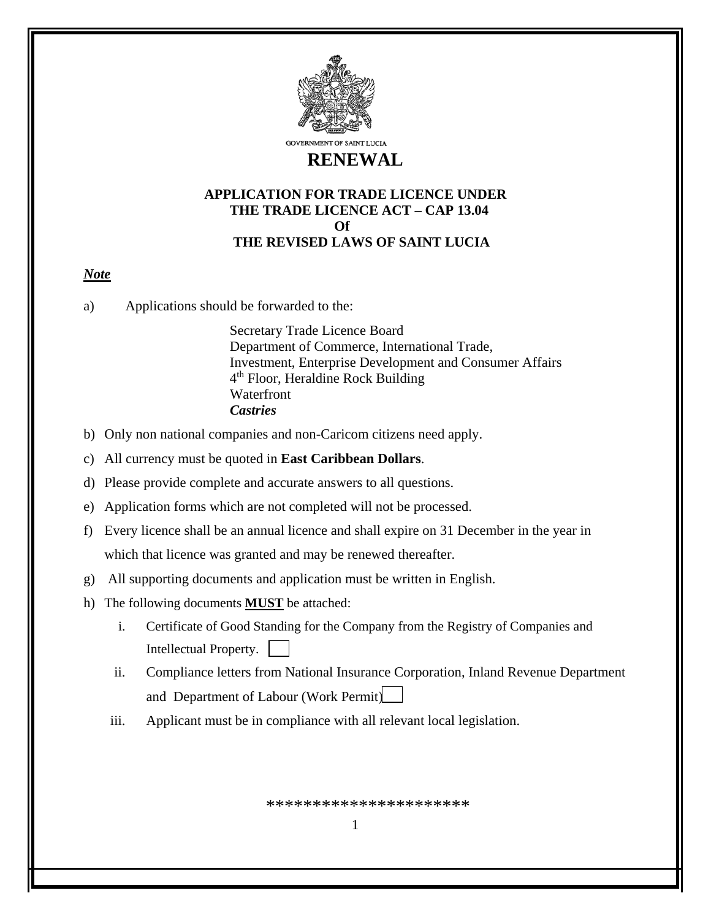GOVERNMENT OF SAINT LUCIA

# RENEWAL

## APPLICATION FOR TRADE LICENCE UNDER THE TRADE LICENCE ACT – CAP 13.04 Of THE REVISED LAWS OF SAINT LUCIA

***Note***

a) Applications should be forwarded to the:

Secretary Trade Licence Board
Department of Commerce, International Trade,
Investment, Enterprise Development and Consumer Affairs
4th Floor, Heraldine Rock Building
Waterfront
***Castries***

b) Only non national companies and non-Caricom citizens need apply.

c) All currency must be quoted in **East Caribbean Dollars**.

d) Please provide complete and accurate answers to all questions.

e) Application forms which are not completed will not be processed.

f) Every licence shall be an annual licence and shall expire on 31 December in the year in which that licence was granted and may be renewed thereafter.

g) All supporting documents and application must be written in English.

h) The following documents **MUST** be attached:

   i. Certificate of Good Standing for the Company from the Registry of Companies and Intellectual Property. ☐

   ii. Compliance letters from National Insurance Corporation, Inland Revenue Department and Department of Labour (Work Permit) ☐

   iii. Applicant must be in compliance with all relevant local legislation.

**********************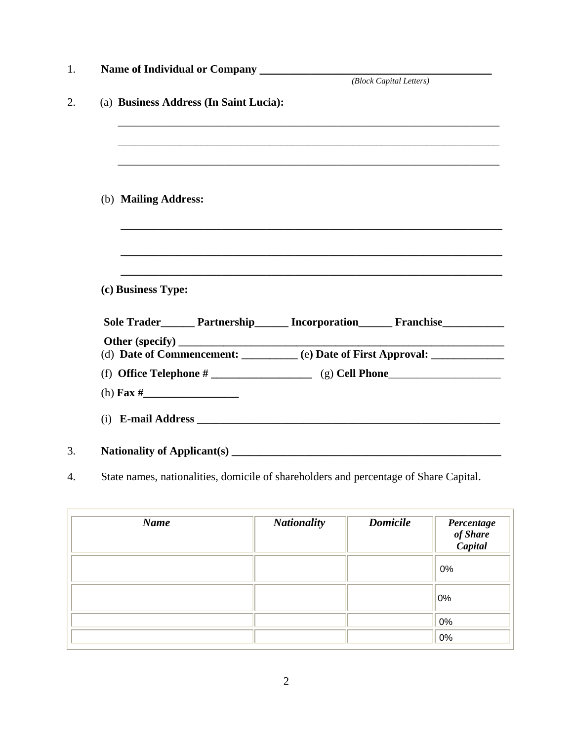1. **Name of Individual or Company** ________________________________________
   *(Block Capital Letters)*

2. (a) **Business Address (In Saint Lucia):**

   ______________________________________________________________________

   ______________________________________________________________________

   ______________________________________________________________________

   (b) **Mailing Address:**

   ______________________________________________________________________

   ______________________________________________________________________

   ______________________________________________________________________

   **(c) Business Type:**

   **Sole Trader______ Partnership______ Incorporation______ Franchise___________**

   **Other (specify)** ___________________________________________________________

   (d) **Date of Commencement:** __________ (e) **Date of First Approval:** _____________

   (f) **Office Telephone #** __________________ (g) **Cell Phone**____________________

   (h) **Fax #**_________________

   (i) **E-mail Address** ________________________________________________________

3. **Nationality of Applicant(s)** __________________________________________________

4. State names, nationalities, domicile of shareholders and percentage of Share Capital.

| *Name* | *Nationality* | *Domicile* | *Percentage of Share Capital* |
|---|---|---|---|
| | | | 0% |
| | | | 0% |
| | | | 0% |
| | | | 0% |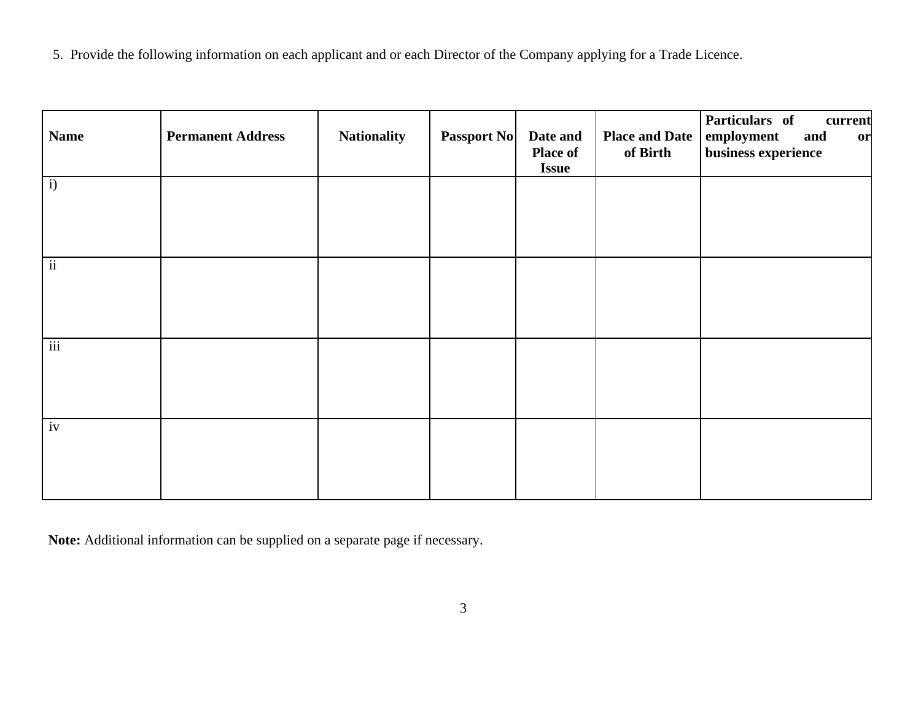5. Provide the following information on each applicant and or each Director of the Company applying for a Trade Licence.

| Name | Permanent Address | Nationality | Passport No | Date and Place of Issue | Place and Date of Birth | Particulars of current employment and or business experience |
|---|---|---|---|---|---|---|
| i) | | | | | | |
| ii | | | | | | |
| iii | | | | | | |
| iv | | | | | | |

**Note:** Additional information can be supplied on a separate page if necessary.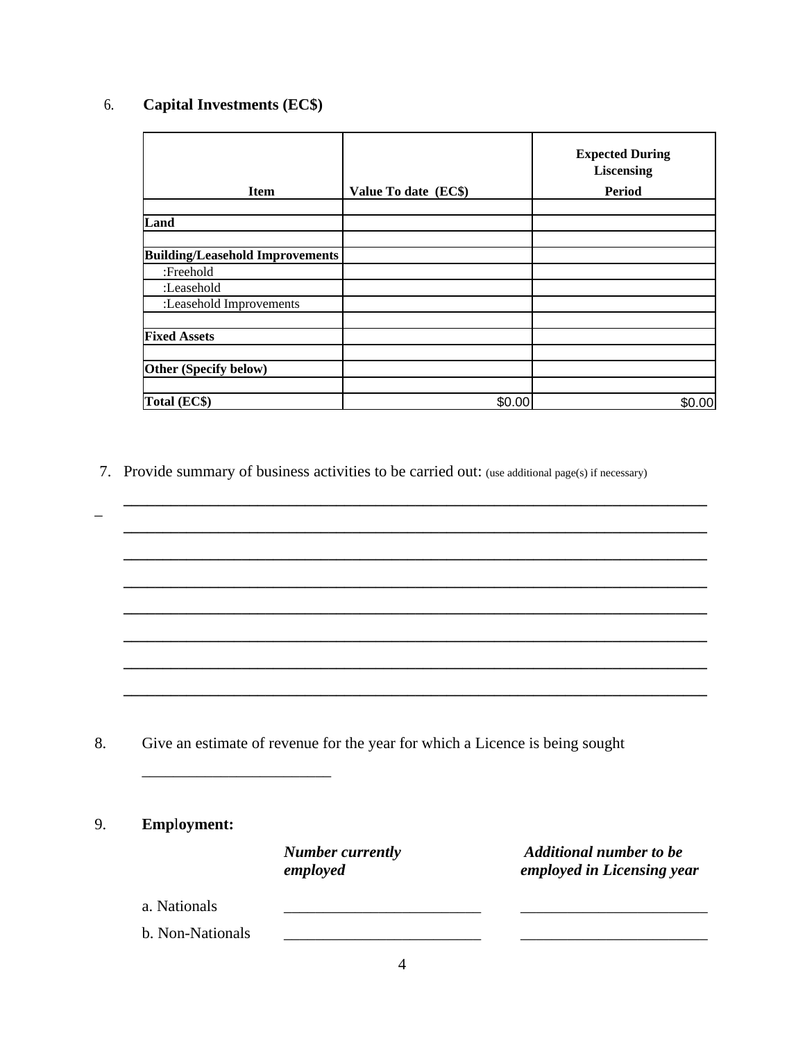6. **Capital Investments (EC$)**

| Item | Value To date (EC$) | Expected During Liscensing Period |
|---|---|---|
| | | |
| **Land** | | |
| | | |
| **Building/Leasehold Improvements** | | |
| :Freehold | | |
| :Leasehold | | |
| :Leasehold Improvements | | |
| | | |
| **Fixed Assets** | | |
| | | |
| **Other (Specify below)** | | |
| | | |
| **Total (EC$)** | $0.00 | $0.00 |

7. Provide summary of business activities to be carried out: (use additional page(s) if necessary)

___________________________________________________________________________

___________________________________________________________________________

___________________________________________________________________________

___________________________________________________________________________

___________________________________________________________________________

___________________________________________________________________________

___________________________________________________________________________

___________________________________________________________________________

8. Give an estimate of revenue for the year for which a Licence is being sought

________________________

9. **Employment:**

| | *Number currently employed* | *Additional number to be employed in Licensing year* |
|---|---|---|
| a. Nationals | _________________________ | ________________________ |
| b. Non-Nationals | _________________________ | ________________________ |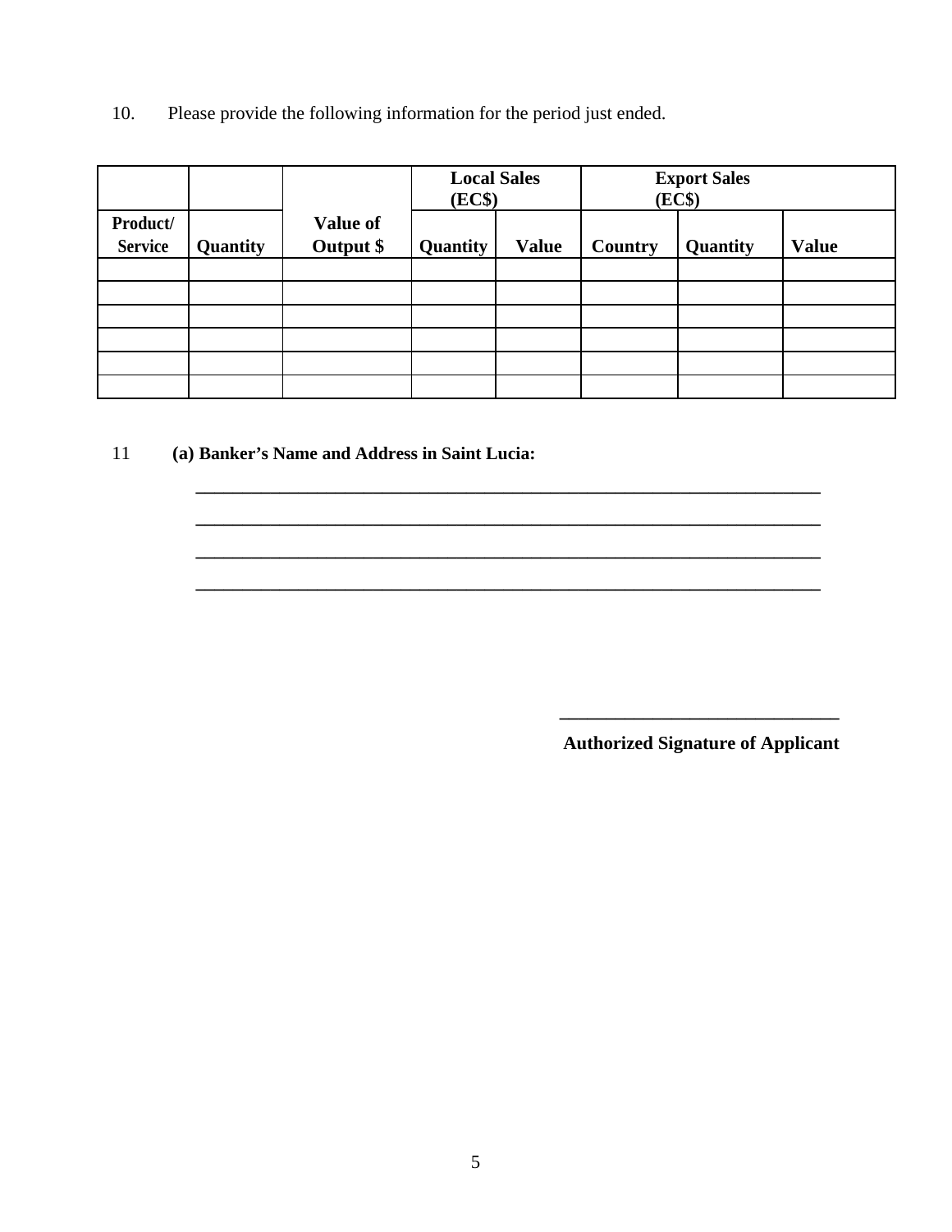10. Please provide the following information for the period just ended.

| | | | Local Sales (EC$) | | Export Sales (EC$) | | |
|---|---|---|---|---|---|---|---|
| **Product/ Service** | **Quantity** | **Value of Output $** | **Quantity** | **Value** | **Country** | **Quantity** | **Value** |
| | | | | | | | |
| | | | | | | | |
| | | | | | | | |
| | | | | | | | |
| | | | | | | | |
| | | | | | | | |

11 **(a) Banker's Name and Address in Saint Lucia:**

______________________________________________________________________

______________________________________________________________________

______________________________________________________________________

______________________________________________________________________

______________________________

**Authorized Signature of Applicant**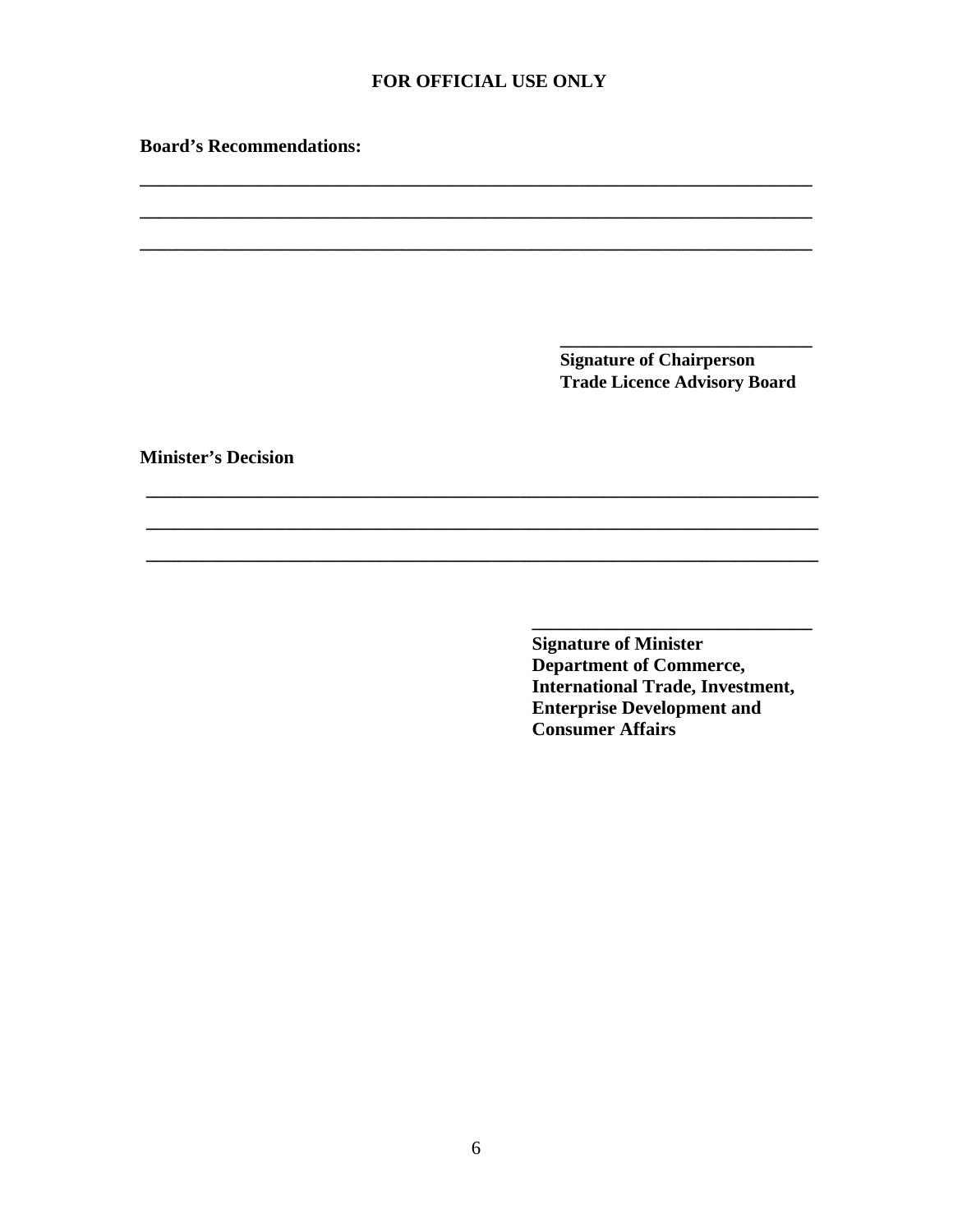**FOR OFFICIAL USE ONLY**

**Board's Recommendations:**

______________________________________________________________________

______________________________________________________________________

______________________________________________________________________

_____________________________
**Signature of Chairperson**
**Trade Licence Advisory Board**

**Minister's Decision**

______________________________________________________________________

______________________________________________________________________

______________________________________________________________________

_____________________________
**Signature of Minister**
**Department of Commerce,**
**International Trade, Investment,**
**Enterprise Development and**
**Consumer Affairs**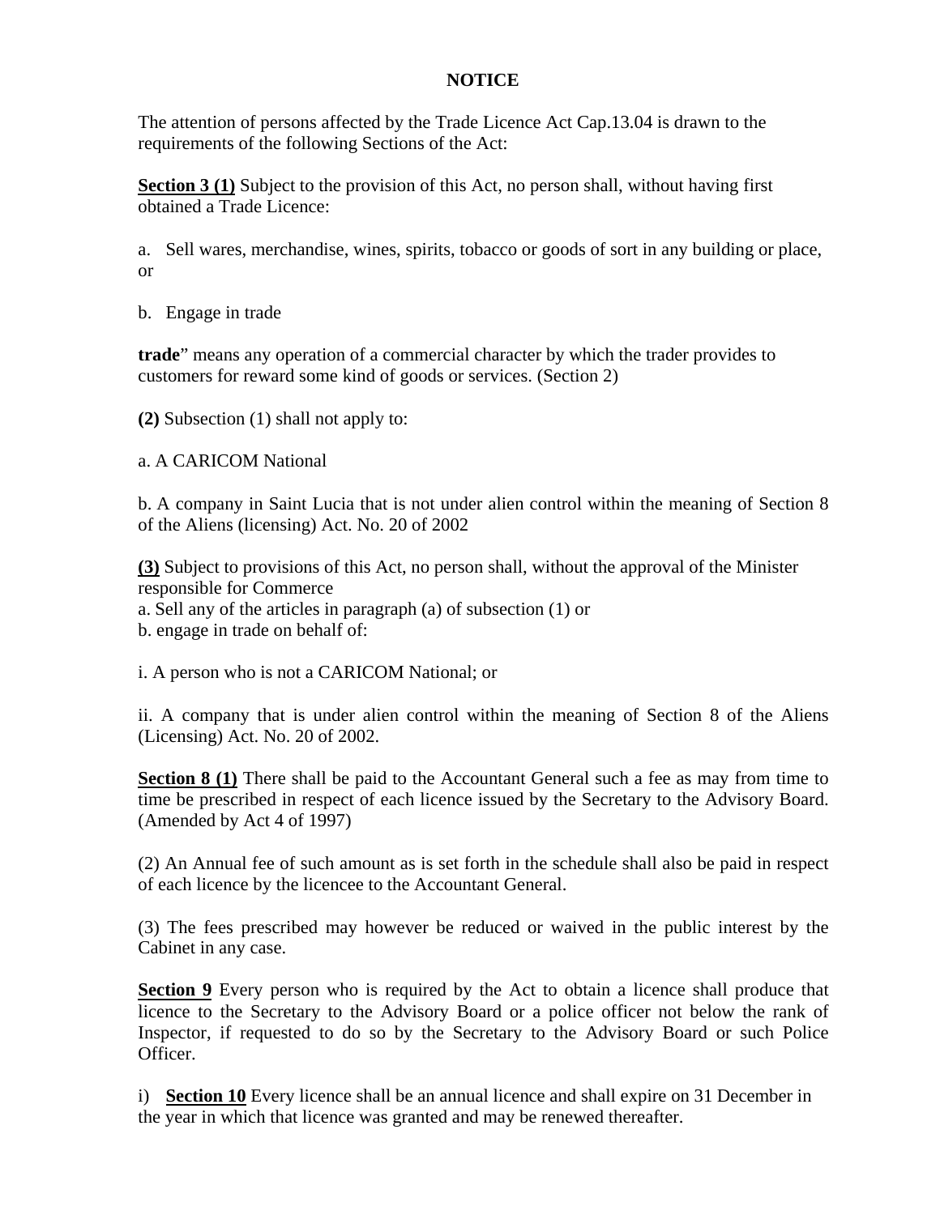**NOTICE**

The attention of persons affected by the Trade Licence Act Cap.13.04 is drawn to the requirements of the following Sections of the Act:

**Section 3 (1)** Subject to the provision of this Act, no person shall, without having first obtained a Trade Licence:

a. Sell wares, merchandise, wines, spirits, tobacco or goods of sort in any building or place, or

b. Engage in trade

**trade**" means any operation of a commercial character by which the trader provides to customers for reward some kind of goods or services. (Section 2)

**(2)** Subsection (1) shall not apply to:

a. A CARICOM National

b. A company in Saint Lucia that is not under alien control within the meaning of Section 8 of the Aliens (licensing) Act. No. 20 of 2002

**(3)** Subject to provisions of this Act, no person shall, without the approval of the Minister responsible for Commerce
a. Sell any of the articles in paragraph (a) of subsection (1) or
b. engage in trade on behalf of:

i. A person who is not a CARICOM National; or

ii. A company that is under alien control within the meaning of Section 8 of the Aliens (Licensing) Act. No. 20 of 2002.

**Section 8 (1)** There shall be paid to the Accountant General such a fee as may from time to time be prescribed in respect of each licence issued by the Secretary to the Advisory Board. (Amended by Act 4 of 1997)

(2) An Annual fee of such amount as is set forth in the schedule shall also be paid in respect of each licence by the licencee to the Accountant General.

(3) The fees prescribed may however be reduced or waived in the public interest by the Cabinet in any case.

**Section 9** Every person who is required by the Act to obtain a licence shall produce that licence to the Secretary to the Advisory Board or a police officer not below the rank of Inspector, if requested to do so by the Secretary to the Advisory Board or such Police Officer.

i) **Section 10** Every licence shall be an annual licence and shall expire on 31 December in the year in which that licence was granted and may be renewed thereafter.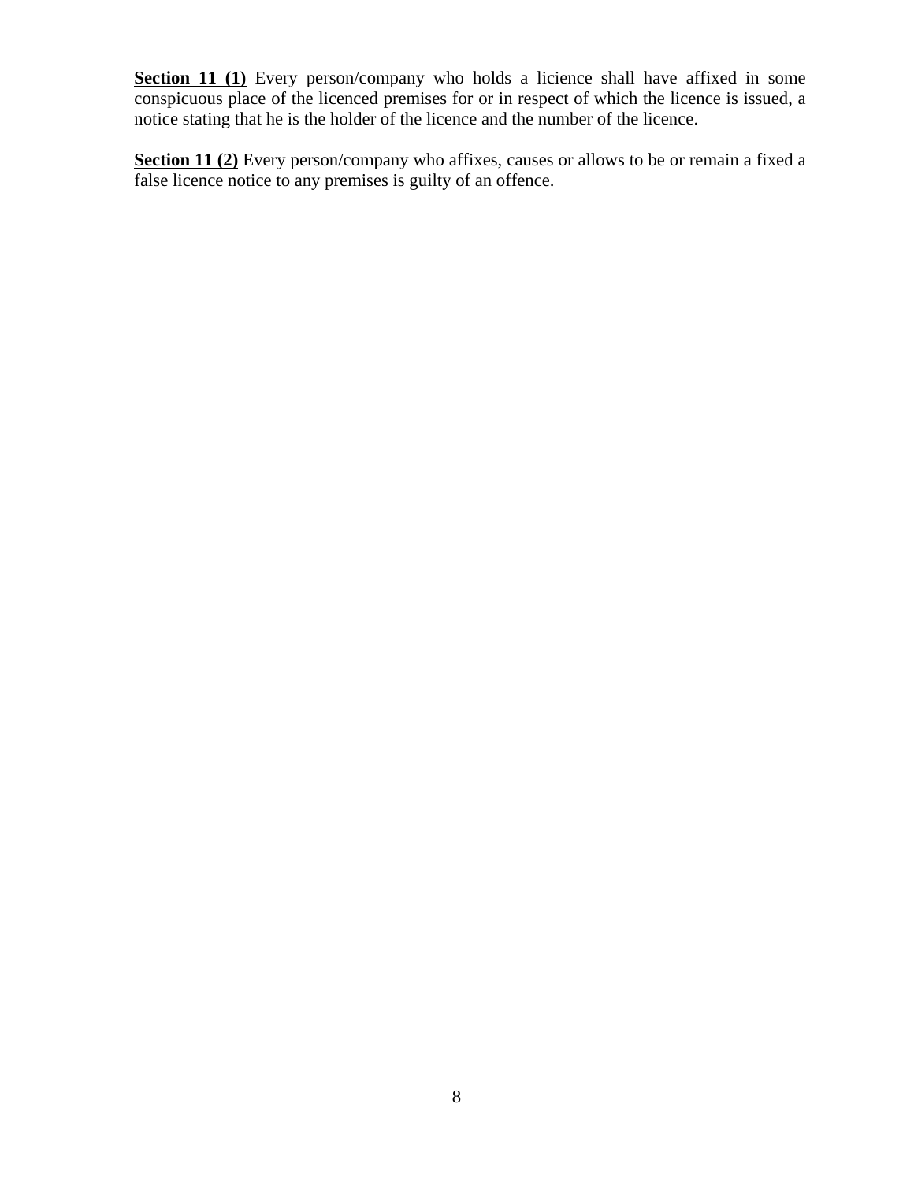<u>**Section 11 (1)**</u> Every person/company who holds a licience shall have affixed in some conspicuous place of the licenced premises for or in respect of which the licence is issued, a notice stating that he is the holder of the licence and the number of the licence.

<u>**Section 11 (2)**</u> Every person/company who affixes, causes or allows to be or remain a fixed a false licence notice to any premises is guilty of an offence.